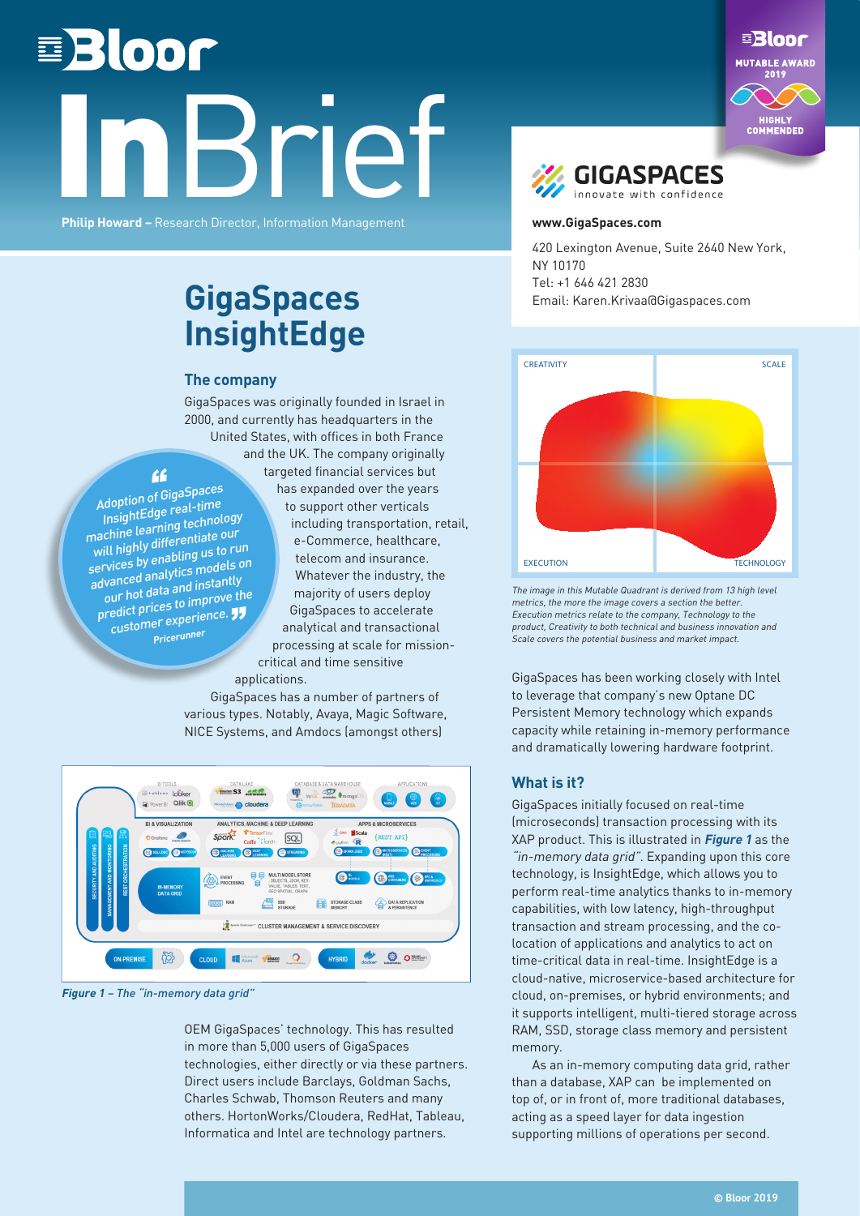# Bloor InBrief

**Philip Howard –** Research Director, Information Management

# GigaSpaces InsightEdge

GIGASPACES
innovate with confidence

**www.GigaSpaces.com**

420 Lexington Avenue, Suite 2640 New York, NY 10170
Tel: +1 646 421 2830
Email: Karen.Krivaa@Gigaspaces.com

Bloor MUTABLE AWARD 2019 — HIGHLY COMMENDED

## The company

GigaSpaces was originally founded in Israel in 2000, and currently has headquarters in the United States, with offices in both France and the UK. The company originally targeted financial services but has expanded over the years to support other verticals including transportation, retail, e-Commerce, healthcare, telecom and insurance. Whatever the industry, the majority of users deploy GigaSpaces to accelerate analytical and transactional processing at scale for mission-critical and time sensitive applications.

> "Adoption of GigaSpaces InsightEdge real-time machine learning technology will highly differentiate our services by enabling us to run advanced analytics models on our hot data and instantly predict prices to improve the customer experience."
>
> Pricerunner

GigaSpaces has a number of partners of various types. Notably, Avaya, Magic Software, NICE Systems, and Amdocs (amongst others) OEM GigaSpaces' technology. This has resulted in more than 5,000 users of GigaSpaces technologies, either directly or via these partners. Direct users include Barclays, Goldman Sachs, Charles Schwab, Thomson Reuters and many others. HortonWorks/Cloudera, RedHat, Tableau, Informatica and Intel are technology partners.

*Figure 1 – The "in-memory data grid"*

CREATIVITY / SCALE / EXECUTION / TECHNOLOGY

*The image in this Mutable Quadrant is derived from 13 high level metrics, the more the image covers a section the better. Execution metrics relate to the company, Technology to the product, Creativity to both technical and business innovation and Scale covers the potential business and market impact.*

GigaSpaces has been working closely with Intel to leverage that company's new Optane DC Persistent Memory technology which expands capacity while retaining in-memory performance and dramatically lowering hardware footprint.

## What is it?

GigaSpaces initially focused on real-time (microseconds) transaction processing with its XAP product. This is illustrated in ***Figure 1*** as the *"in-memory data grid"*. Expanding upon this core technology, is InsightEdge, which allows you to perform real-time analytics thanks to in-memory capabilities, with low latency, high-throughput transaction and stream processing, and the co-location of applications and analytics to act on time-critical data in real-time. InsightEdge is a cloud-native, microservice-based architecture for cloud, on-premises, or hybrid environments; and it supports intelligent, multi-tiered storage across RAM, SSD, storage class memory and persistent memory.

As an in-memory computing data grid, rather than a database, XAP can be implemented on top of, or in front of, more traditional databases, acting as a speed layer for data ingestion supporting millions of operations per second.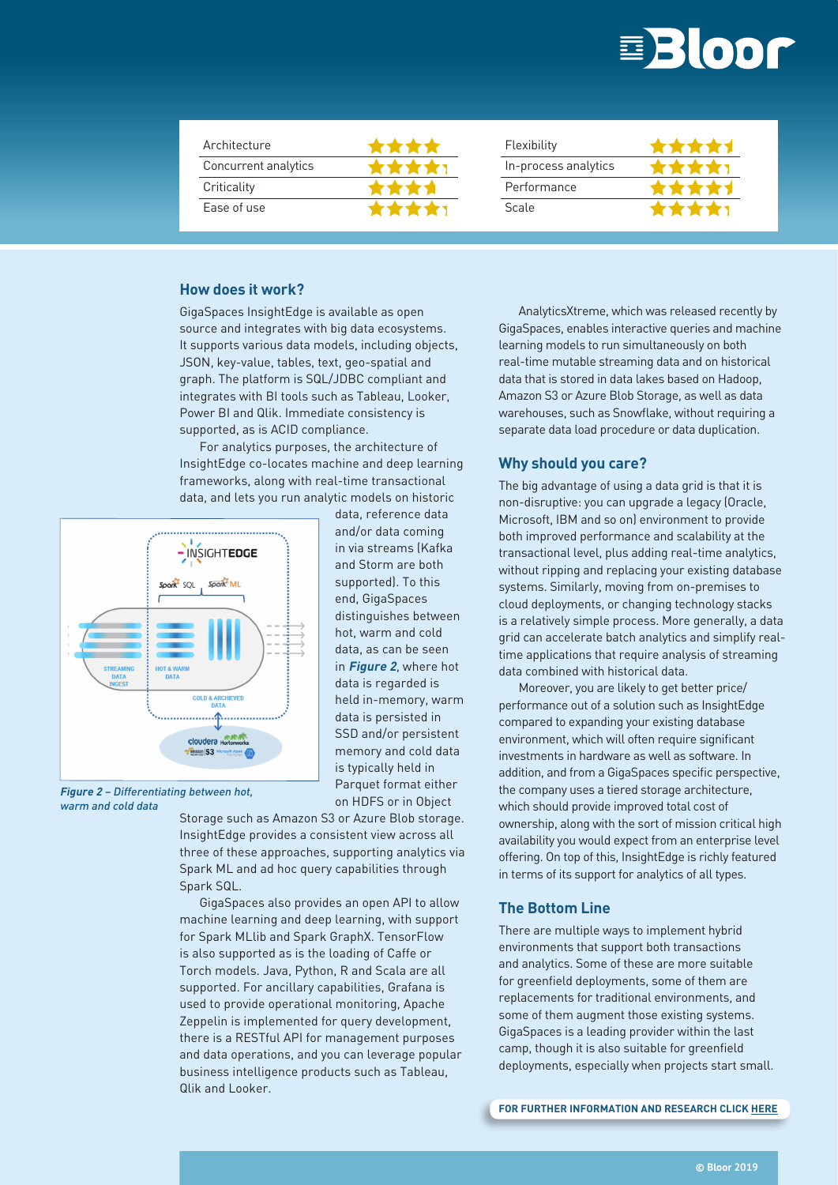| | | | |
|---|---|---|---|
| Architecture | ★★★★ | Flexibility | ★★★★½ |
| Concurrent analytics | ★★★★¼ | In-process analytics | ★★★★¼ |
| Criticality | ★★★¾ | Performance | ★★★★½ |
| Ease of use | ★★★★¼ | Scale | ★★★★¼ |

## How does it work?

GigaSpaces InsightEdge is available as open source and integrates with big data ecosystems. It supports various data models, including objects, JSON, key-value, tables, text, geo-spatial and graph. The platform is SQL/JDBC compliant and integrates with BI tools such as Tableau, Looker, Power BI and Qlik. Immediate consistency is supported, as is ACID compliance.

For analytics purposes, the architecture of InsightEdge co-locates machine and deep learning frameworks, along with real-time transactional data, and lets you run analytic models on historic data, reference data and/or data coming in via streams (Kafka and Storm are both supported). To this end, GigaSpaces distinguishes between hot, warm and cold data, as can be seen in ***Figure 2***, where hot data is regarded is held in-memory, warm data is persisted in SSD and/or persistent memory and cold data is typically held in Parquet format either on HDFS or in Object Storage such as Amazon S3 or Azure Blob storage. InsightEdge provides a consistent view across all three of these approaches, supporting analytics via Spark ML and ad hoc query capabilities through Spark SQL.

*Figure 2 – Differentiating between hot, warm and cold data*

GigaSpaces also provides an open API to allow machine learning and deep learning, with support for Spark MLlib and Spark GraphX. TensorFlow is also supported as is the loading of Caffe or Torch models. Java, Python, R and Scala are all supported. For ancillary capabilities, Grafana is used to provide operational monitoring, Apache Zeppelin is implemented for query development, there is a RESTful API for management purposes and data operations, and you can leverage popular business intelligence products such as Tableau, Qlik and Looker.

AnalyticsXtreme, which was released recently by GigaSpaces, enables interactive queries and machine learning models to run simultaneously on both real-time mutable streaming data and on historical data that is stored in data lakes based on Hadoop, Amazon S3 or Azure Blob Storage, as well as data warehouses, such as Snowflake, without requiring a separate data load procedure or data duplication.

## Why should you care?

The big advantage of using a data grid is that it is non-disruptive: you can upgrade a legacy (Oracle, Microsoft, IBM and so on) environment to provide both improved performance and scalability at the transactional level, plus adding real-time analytics, without ripping and replacing your existing database systems. Similarly, moving from on-premises to cloud deployments, or changing technology stacks is a relatively simple process. More generally, a data grid can accelerate batch analytics and simplify real-time applications that require analysis of streaming data combined with historical data.

Moreover, you are likely to get better price/performance out of a solution such as InsightEdge compared to expanding your existing database environment, which will often require significant investments in hardware as well as software. In addition, and from a GigaSpaces specific perspective, the company uses a tiered storage architecture, which should provide improved total cost of ownership, along with the sort of mission critical high availability you would expect from an enterprise level offering. On top of this, InsightEdge is richly featured in terms of its support for analytics of all types.

## The Bottom Line

There are multiple ways to implement hybrid environments that support both transactions and analytics. Some of these are more suitable for greenfield deployments, some of them are replacements for traditional environments, and some of them augment those existing systems. GigaSpaces is a leading provider within the last camp, though it is also suitable for greenfield deployments, especially when projects start small.

**FOR FURTHER INFORMATION AND RESEARCH CLICK HERE**

© Bloor 2019